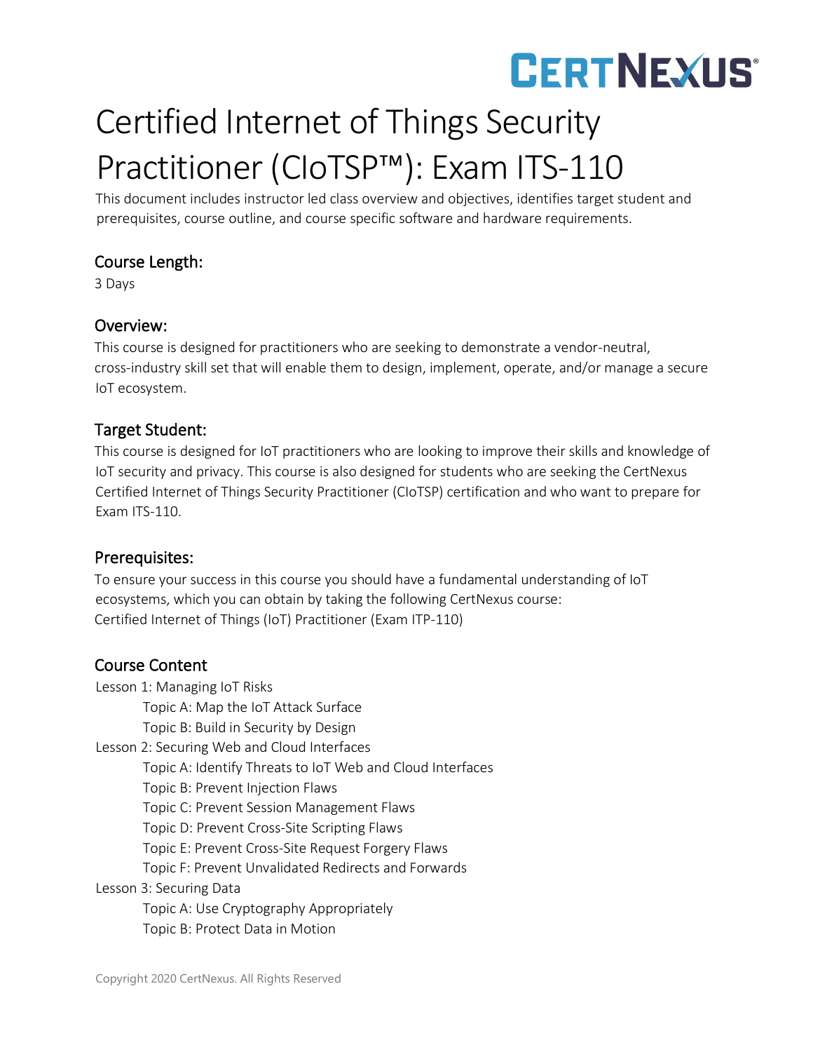# Certified Internet of Things Security Practitioner (CIoTSP™): Exam ITS-110

This document includes instructor led class overview and objectives, identifies target student and prerequisites, course outline, and course specific software and hardware requirements.

## Course Length:

3 Days

## Overview:

This course is designed for practitioners who are seeking to demonstrate a vendor-neutral, cross-industry skill set that will enable them to design, implement, operate, and/or manage a secure IoT ecosystem.

## Target Student:

This course is designed for IoT practitioners who are looking to improve their skills and knowledge of IoT security and privacy. This course is also designed for students who are seeking the CertNexus Certified Internet of Things Security Practitioner (CIoTSP) certification and who want to prepare for Exam ITS-110.

## Prerequisites:

To ensure your success in this course you should have a fundamental understanding of IoT ecosystems, which you can obtain by taking the following CertNexus course:
Certified Internet of Things (IoT) Practitioner (Exam ITP-110)

## Course Content

- Lesson 1: Managing IoT Risks
  - Topic A: Map the IoT Attack Surface
  - Topic B: Build in Security by Design
- Lesson 2: Securing Web and Cloud Interfaces
  - Topic A: Identify Threats to IoT Web and Cloud Interfaces
  - Topic B: Prevent Injection Flaws
  - Topic C: Prevent Session Management Flaws
  - Topic D: Prevent Cross-Site Scripting Flaws
  - Topic E: Prevent Cross-Site Request Forgery Flaws
  - Topic F: Prevent Unvalidated Redirects and Forwards
- Lesson 3: Securing Data
  - Topic A: Use Cryptography Appropriately
  - Topic B: Protect Data in Motion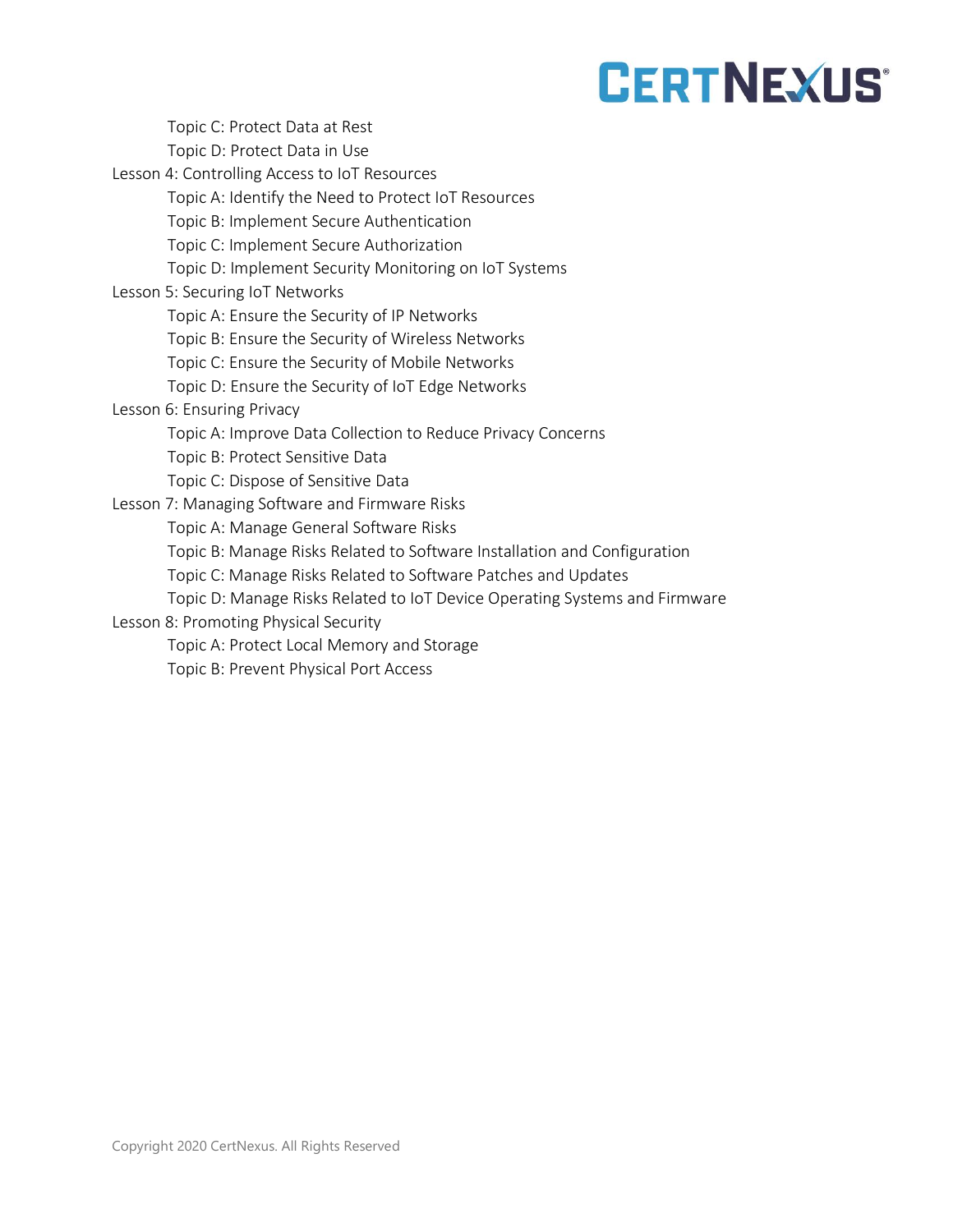- Topic C: Protect Data at Rest
- Topic D: Protect Data in Use

Lesson 4: Controlling Access to IoT Resources

- Topic A: Identify the Need to Protect IoT Resources
- Topic B: Implement Secure Authentication
- Topic C: Implement Secure Authorization
- Topic D: Implement Security Monitoring on IoT Systems

Lesson 5: Securing IoT Networks

- Topic A: Ensure the Security of IP Networks
- Topic B: Ensure the Security of Wireless Networks
- Topic C: Ensure the Security of Mobile Networks
- Topic D: Ensure the Security of IoT Edge Networks

Lesson 6: Ensuring Privacy

- Topic A: Improve Data Collection to Reduce Privacy Concerns
- Topic B: Protect Sensitive Data
- Topic C: Dispose of Sensitive Data

Lesson 7: Managing Software and Firmware Risks

- Topic A: Manage General Software Risks
- Topic B: Manage Risks Related to Software Installation and Configuration
- Topic C: Manage Risks Related to Software Patches and Updates
- Topic D: Manage Risks Related to IoT Device Operating Systems and Firmware

Lesson 8: Promoting Physical Security

- Topic A: Protect Local Memory and Storage
- Topic B: Prevent Physical Port Access